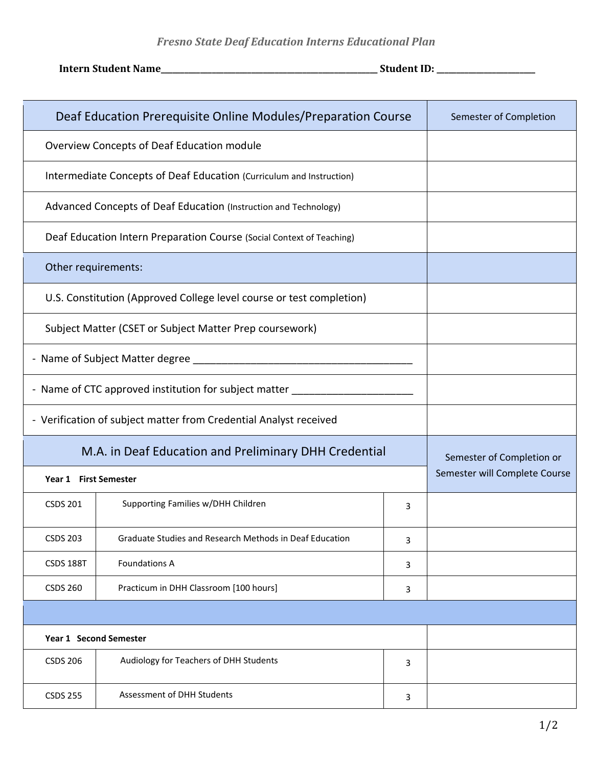*Fresno State Deaf Education Interns Educational Plan*

**Intern Student Name**\_\_\_\_\_\_\_\_\_\_\_\_\_\_\_\_\_\_\_\_\_\_\_\_\_\_\_\_\_\_\_\_\_\_\_\_\_\_\_\_\_\_\_\_\_\_\_\_ **Student ID:** \_\_\_\_\_\_\_\_\_\_\_\_\_\_\_\_\_\_\_\_\_\_

| Deaf Education Prerequisite Online Modules/Preparation Course | Semester of Completion |
|---|---|
| Overview Concepts of Deaf Education module | |
| Intermediate Concepts of Deaf Education (Curriculum and Instruction) | |
| Advanced Concepts of Deaf Education (Instruction and Technology) | |
| Deaf Education Intern Preparation Course (Social Context of Teaching) | |
| Other requirements: | |
| U.S. Constitution (Approved College level course or test completion) | |
| Subject Matter (CSET or Subject Matter Prep coursework) | |
| - Name of Subject Matter degree \_\_\_\_\_\_\_\_\_\_\_\_\_\_\_\_\_\_\_\_\_\_\_\_\_\_\_\_\_\_\_\_\_\_\_\_\_\_\_\_ | |
| - Name of CTC approved institution for subject matter \_\_\_\_\_\_\_\_\_\_\_\_\_\_\_\_\_\_\_\_\_\_ | |
| - Verification of subject matter from Credential Analyst received | |

| M.A. in Deaf Education and Preliminary DHH Credential | | | Semester of Completion or Semester will Complete Course |
|---|---|---|---|
| **Year 1 First Semester** | | | |
| CSDS 201 | Supporting Families w/DHH Children | 3 | |
| CSDS 203 | Graduate Studies and Research Methods in Deaf Education | 3 | |
| CSDS 188T | Foundations A | 3 | |
| CSDS 260 | Practicum in DHH Classroom [100 hours] | 3 | |
| | | | |
| **Year 1 Second Semester** | | | |
| CSDS 206 | Audiology for Teachers of DHH Students | 3 | |
| CSDS 255 | Assessment of DHH Students | 3 | |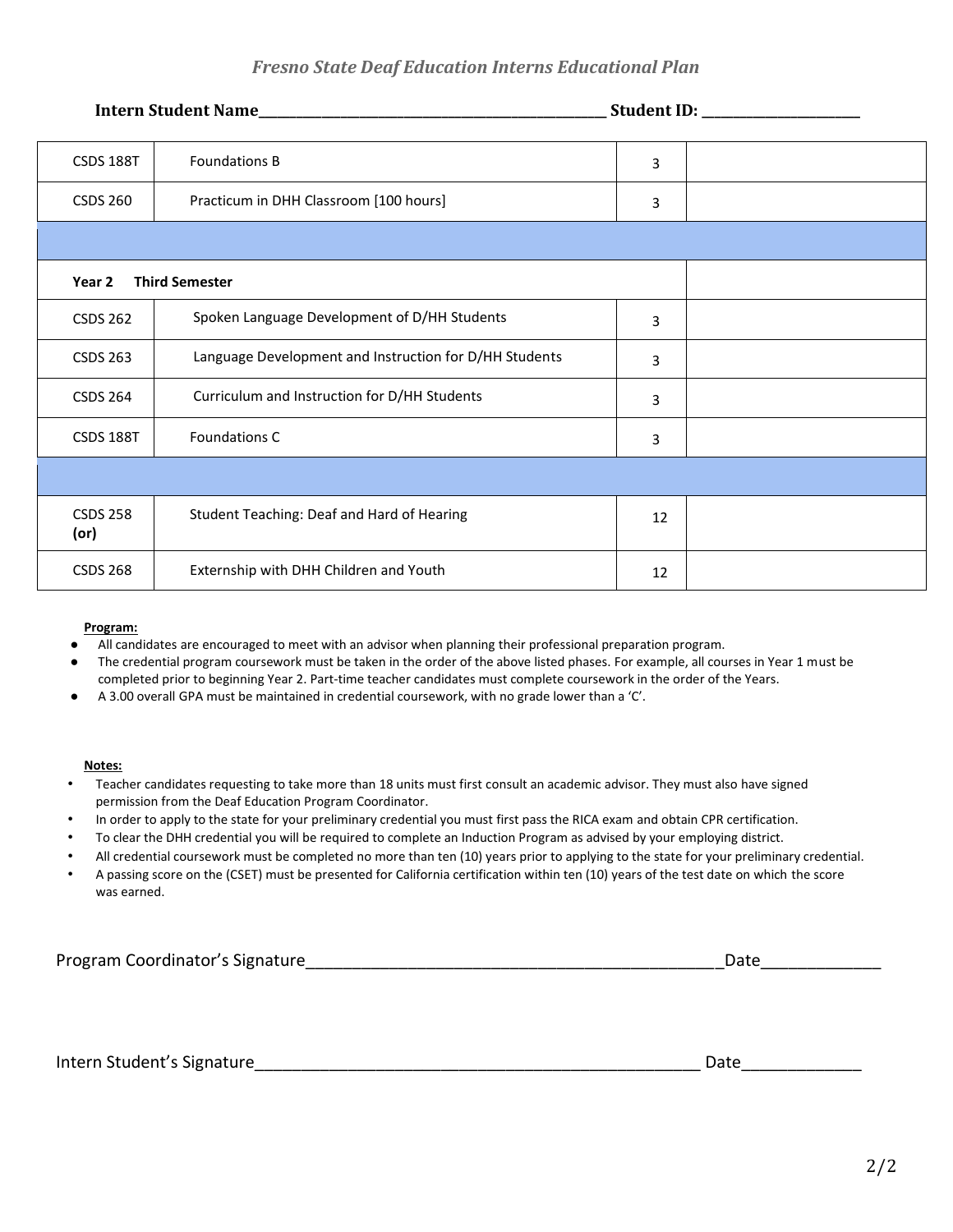*Fresno State Deaf Education Interns Educational Plan*

**Intern Student Name\_\_\_\_\_\_\_\_\_\_\_\_\_\_\_\_\_\_\_\_\_\_\_\_\_\_\_\_\_\_\_\_\_\_\_\_\_\_\_\_\_\_\_\_\_\_\_ Student ID: \_\_\_\_\_\_\_\_\_\_\_\_\_\_\_\_\_\_\_\_\_\_**

| | | | |
|---|---|---|---|
| CSDS 188T | Foundations B | 3 | |
| CSDS 260 | Practicum in DHH Classroom [100 hours] | 3 | |
| | | | |
| **Year 2 Third Semester** | | | |
| CSDS 262 | Spoken Language Development of D/HH Students | 3 | |
| CSDS 263 | Language Development and Instruction for D/HH Students | 3 | |
| CSDS 264 | Curriculum and Instruction for D/HH Students | 3 | |
| CSDS 188T | Foundations C | 3 | |
| | | | |
| CSDS 258 **(or)** | Student Teaching: Deaf and Hard of Hearing | 12 | |
| CSDS 268 | Externship with DHH Children and Youth | 12 | |

**Program:**

- All candidates are encouraged to meet with an advisor when planning their professional preparation program.
- The credential program coursework must be taken in the order of the above listed phases. For example, all courses in Year 1 must be completed prior to beginning Year 2. Part-time teacher candidates must complete coursework in the order of the Years.
- A 3.00 overall GPA must be maintained in credential coursework, with no grade lower than a 'C'.

**Notes:**

- Teacher candidates requesting to take more than 18 units must first consult an academic advisor. They must also have signed permission from the Deaf Education Program Coordinator.
- In order to apply to the state for your preliminary credential you must first pass the RICA exam and obtain CPR certification.
- To clear the DHH credential you will be required to complete an Induction Program as advised by your employing district.
- All credential coursework must be completed no more than ten (10) years prior to applying to the state for your preliminary credential.
- A passing score on the (CSET) must be presented for California certification within ten (10) years of the test date on which the score was earned.

Program Coordinator's Signature\_\_\_\_\_\_\_\_\_\_\_\_\_\_\_\_\_\_\_\_\_\_\_\_\_\_\_\_\_\_\_\_\_\_\_\_\_\_\_\_\_\_\_\_\_\_\_Date\_\_\_\_\_\_\_\_\_\_\_\_\_

Intern Student's Signature\_\_\_\_\_\_\_\_\_\_\_\_\_\_\_\_\_\_\_\_\_\_\_\_\_\_\_\_\_\_\_\_\_\_\_\_\_\_\_\_\_\_\_\_\_\_\_\_\_\_ Date\_\_\_\_\_\_\_\_\_\_\_\_\_